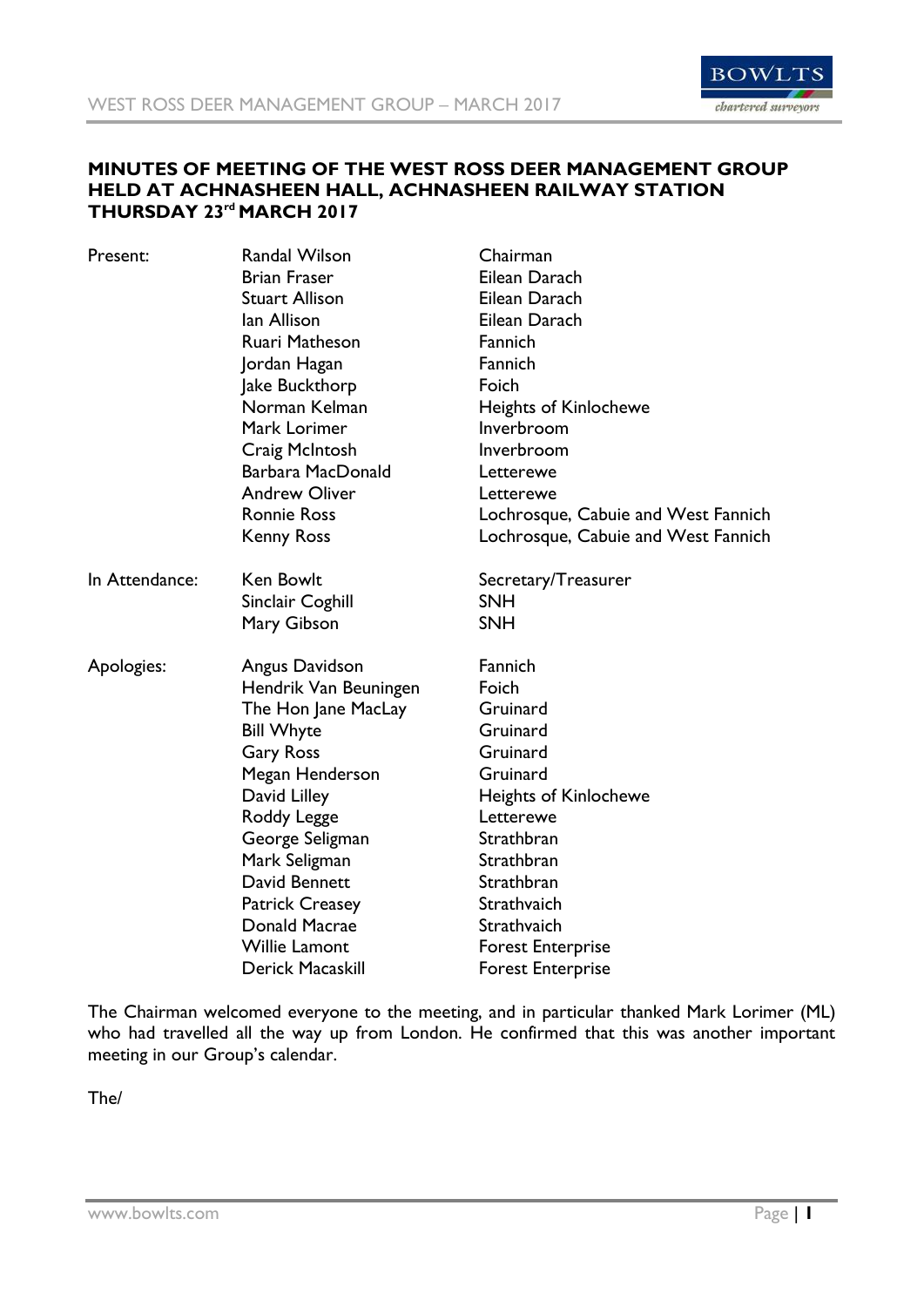**MINUTES OF MEETING OF THE WEST ROSS DEER MANAGEMENT GROUP HELD AT ACHNASHEEN HALL, ACHNASHEEN RAILWAY STATION THURSDAY 23rd MARCH 2017**

| | | |
|---|---|---|
| Present: | Randal Wilson | Chairman |
| | Brian Fraser | Eilean Darach |
| | Stuart Allison | Eilean Darach |
| | Ian Allison | Eilean Darach |
| | Ruari Matheson | Fannich |
| | Jordan Hagan | Fannich |
| | Jake Buckthorp | Foich |
| | Norman Kelman | Heights of Kinlochewe |
| | Mark Lorimer | Inverbroom |
| | Craig McIntosh | Inverbroom |
| | Barbara MacDonald | Letterewe |
| | Andrew Oliver | Letterewe |
| | Ronnie Ross | Lochrosque, Cabuie and West Fannich |
| | Kenny Ross | Lochrosque, Cabuie and West Fannich |
| In Attendance: | Ken Bowlt | Secretary/Treasurer |
| | Sinclair Coghill | SNH |
| | Mary Gibson | SNH |
| Apologies: | Angus Davidson | Fannich |
| | Hendrik Van Beuningen | Foich |
| | The Hon Jane MacLay | Gruinard |
| | Bill Whyte | Gruinard |
| | Gary Ross | Gruinard |
| | Megan Henderson | Gruinard |
| | David Lilley | Heights of Kinlochewe |
| | Roddy Legge | Letterewe |
| | George Seligman | Strathbran |
| | Mark Seligman | Strathbran |
| | David Bennett | Strathbran |
| | Patrick Creasey | Strathvaich |
| | Donald Macrae | Strathvaich |
| | Willie Lamont | Forest Enterprise |
| | Derick Macaskill | Forest Enterprise |

The Chairman welcomed everyone to the meeting, and in particular thanked Mark Lorimer (ML) who had travelled all the way up from London. He confirmed that this was another important meeting in our Group's calendar.

The/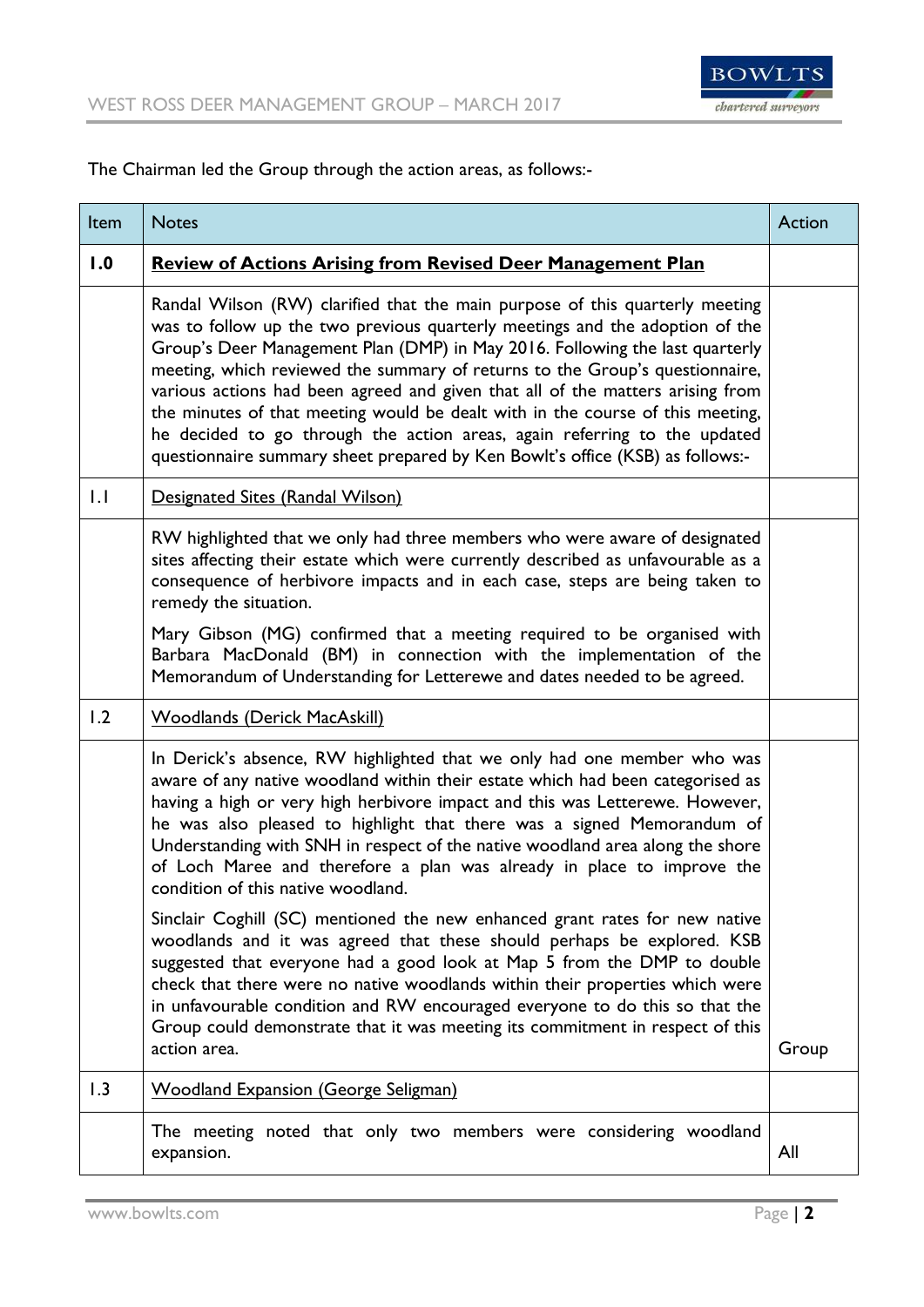The Chairman led the Group through the action areas, as follows:-

| Item | Notes | Action |
|---|---|---|
| **1.0** | **<u>Review of Actions Arising from Revised Deer Management Plan</u>** | |
| | Randal Wilson (RW) clarified that the main purpose of this quarterly meeting was to follow up the two previous quarterly meetings and the adoption of the Group's Deer Management Plan (DMP) in May 2016. Following the last quarterly meeting, which reviewed the summary of returns to the Group's questionnaire, various actions had been agreed and given that all of the matters arising from the minutes of that meeting would be dealt with in the course of this meeting, he decided to go through the action areas, again referring to the updated questionnaire summary sheet prepared by Ken Bowlt's office (KSB) as follows:- | |
| 1.1 | <u>Designated Sites (Randal Wilson)</u> | |
| | RW highlighted that we only had three members who were aware of designated sites affecting their estate which were currently described as unfavourable as a consequence of herbivore impacts and in each case, steps are being taken to remedy the situation.<br><br>Mary Gibson (MG) confirmed that a meeting required to be organised with Barbara MacDonald (BM) in connection with the implementation of the Memorandum of Understanding for Letterewe and dates needed to be agreed. | |
| 1.2 | <u>Woodlands (Derick MacAskill)</u> | |
| | In Derick's absence, RW highlighted that we only had one member who was aware of any native woodland within their estate which had been categorised as having a high or very high herbivore impact and this was Letterewe. However, he was also pleased to highlight that there was a signed Memorandum of Understanding with SNH in respect of the native woodland area along the shore of Loch Maree and therefore a plan was already in place to improve the condition of this native woodland.<br><br>Sinclair Coghill (SC) mentioned the new enhanced grant rates for new native woodlands and it was agreed that these should perhaps be explored. KSB suggested that everyone had a good look at Map 5 from the DMP to double check that there were no native woodlands within their properties which were in unfavourable condition and RW encouraged everyone to do this so that the Group could demonstrate that it was meeting its commitment in respect of this action area. | Group |
| 1.3 | <u>Woodland Expansion (George Seligman)</u> | |
| | The meeting noted that only two members were considering woodland expansion. | All |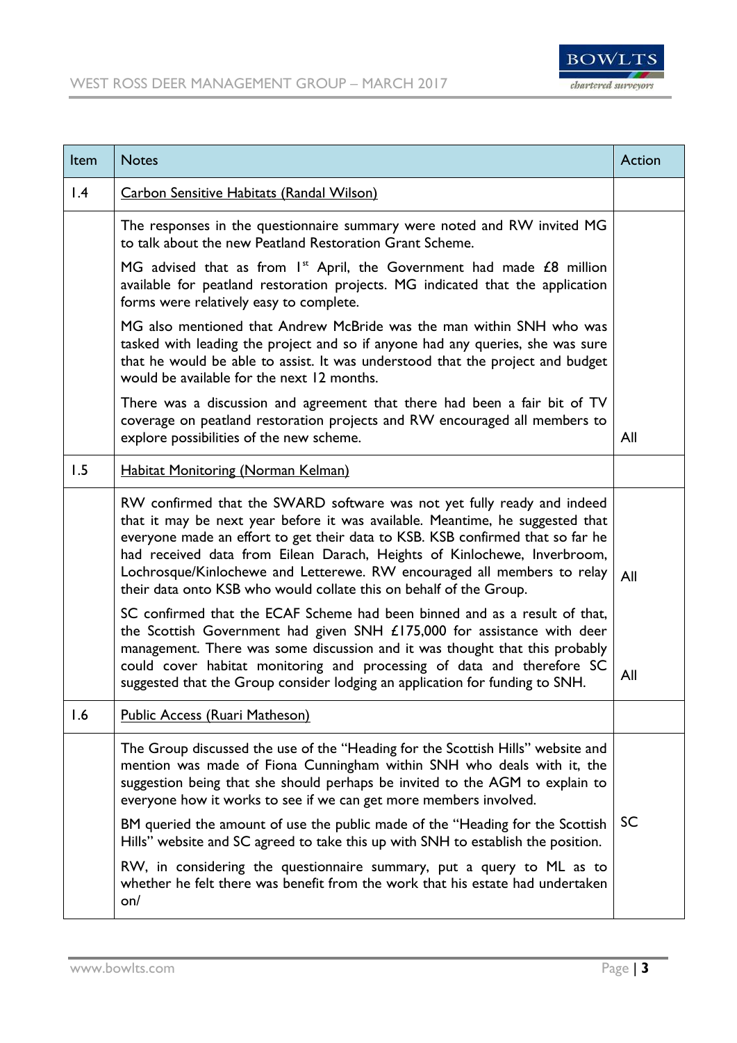| Item | Notes | Action |
|---|---|---|
| 1.4 | Carbon Sensitive Habitats (Randal Wilson) | |
| | The responses in the questionnaire summary were noted and RW invited MG to talk about the new Peatland Restoration Grant Scheme.<br><br>MG advised that as from 1st April, the Government had made £8 million available for peatland restoration projects. MG indicated that the application forms were relatively easy to complete.<br><br>MG also mentioned that Andrew McBride was the man within SNH who was tasked with leading the project and so if anyone had any queries, she was sure that he would be able to assist. It was understood that the project and budget would be available for the next 12 months.<br><br>There was a discussion and agreement that there had been a fair bit of TV coverage on peatland restoration projects and RW encouraged all members to explore possibilities of the new scheme. | All |
| 1.5 | Habitat Monitoring (Norman Kelman) | |
| | RW confirmed that the SWARD software was not yet fully ready and indeed that it may be next year before it was available. Meantime, he suggested that everyone made an effort to get their data to KSB. KSB confirmed that so far he had received data from Eilean Darach, Heights of Kinlochewe, Inverbroom, Lochrosque/Kinlochewe and Letterewe. RW encouraged all members to relay their data onto KSB who would collate this on behalf of the Group. | All |
| | SC confirmed that the ECAF Scheme had been binned and as a result of that, the Scottish Government had given SNH £175,000 for assistance with deer management. There was some discussion and it was thought that this probably could cover habitat monitoring and processing of data and therefore SC suggested that the Group consider lodging an application for funding to SNH. | All |
| 1.6 | Public Access (Ruari Matheson) | |
| | The Group discussed the use of the "Heading for the Scottish Hills" website and mention was made of Fiona Cunningham within SNH who deals with it, the suggestion being that she should perhaps be invited to the AGM to explain to everyone how it works to see if we can get more members involved.<br><br>BM queried the amount of use the public made of the "Heading for the Scottish Hills" website and SC agreed to take this up with SNH to establish the position.<br><br>RW, in considering the questionnaire summary, put a query to ML as to whether he felt there was benefit from the work that his estate had undertaken on/ | SC |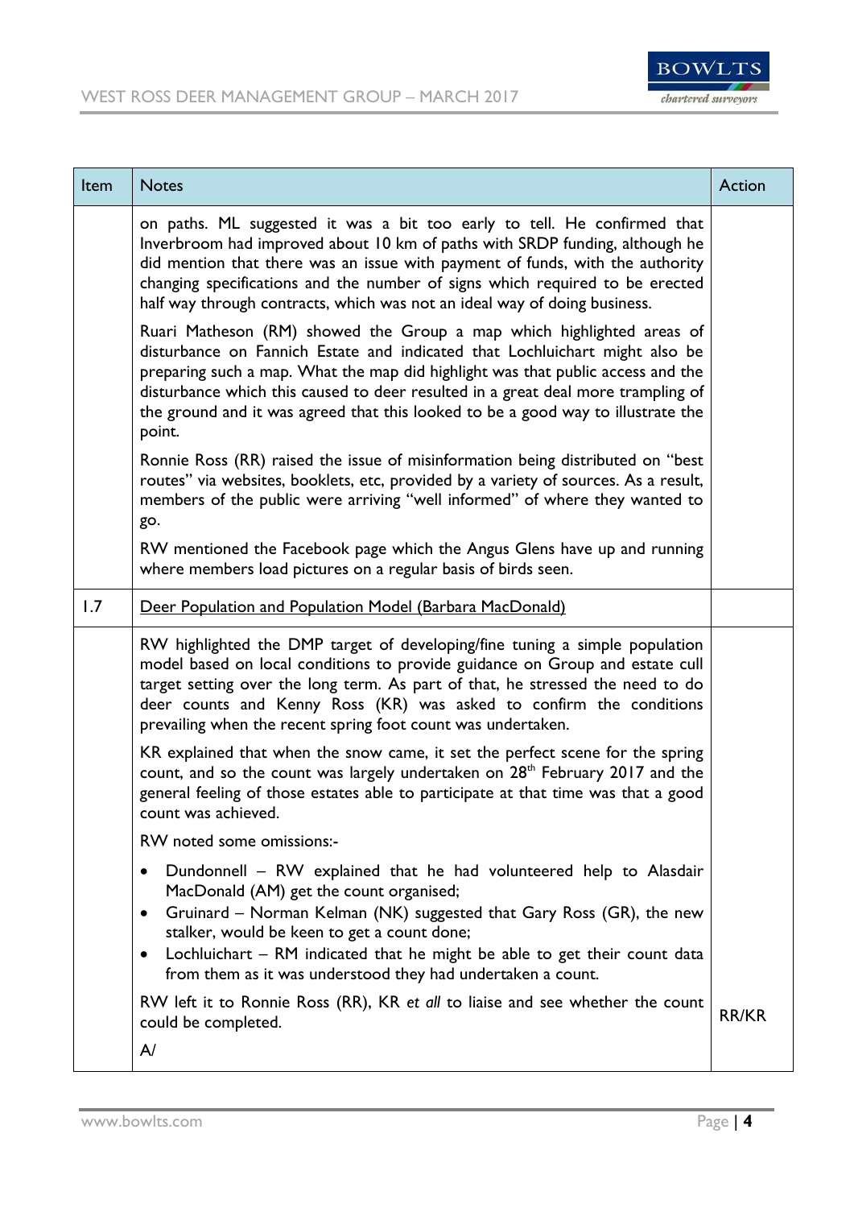| Item | Notes | Action |
| --- | --- | --- |
| | on paths. ML suggested it was a bit too early to tell. He confirmed that Inverbroom had improved about 10 km of paths with SRDP funding, although he did mention that there was an issue with payment of funds, with the authority changing specifications and the number of signs which required to be erected half way through contracts, which was not an ideal way of doing business.<br><br>Ruari Matheson (RM) showed the Group a map which highlighted areas of disturbance on Fannich Estate and indicated that Lochluichart might also be preparing such a map. What the map did highlight was that public access and the disturbance which this caused to deer resulted in a great deal more trampling of the ground and it was agreed that this looked to be a good way to illustrate the point.<br><br>Ronnie Ross (RR) raised the issue of misinformation being distributed on "best routes" via websites, booklets, etc, provided by a variety of sources. As a result, members of the public were arriving "well informed" of where they wanted to go.<br><br>RW mentioned the Facebook page which the Angus Glens have up and running where members load pictures on a regular basis of birds seen. | |
| 1.7 | <u>Deer Population and Population Model (Barbara MacDonald)</u> | |
| | RW highlighted the DMP target of developing/fine tuning a simple population model based on local conditions to provide guidance on Group and estate cull target setting over the long term. As part of that, he stressed the need to do deer counts and Kenny Ross (KR) was asked to confirm the conditions prevailing when the recent spring foot count was undertaken.<br><br>KR explained that when the snow came, it set the perfect scene for the spring count, and so the count was largely undertaken on 28th February 2017 and the general feeling of those estates able to participate at that time was that a good count was achieved.<br><br>RW noted some omissions:-<br><br>• Dundonnell – RW explained that he had volunteered help to Alasdair MacDonald (AM) get the count organised;<br>• Gruinard – Norman Kelman (NK) suggested that Gary Ross (GR), the new stalker, would be keen to get a count done;<br>• Lochluichart – RM indicated that he might be able to get their count data from them as it was understood they had undertaken a count.<br><br>RW left it to Ronnie Ross (RR), KR *et all* to liaise and see whether the count could be completed.<br><br>A/ | RR/KR |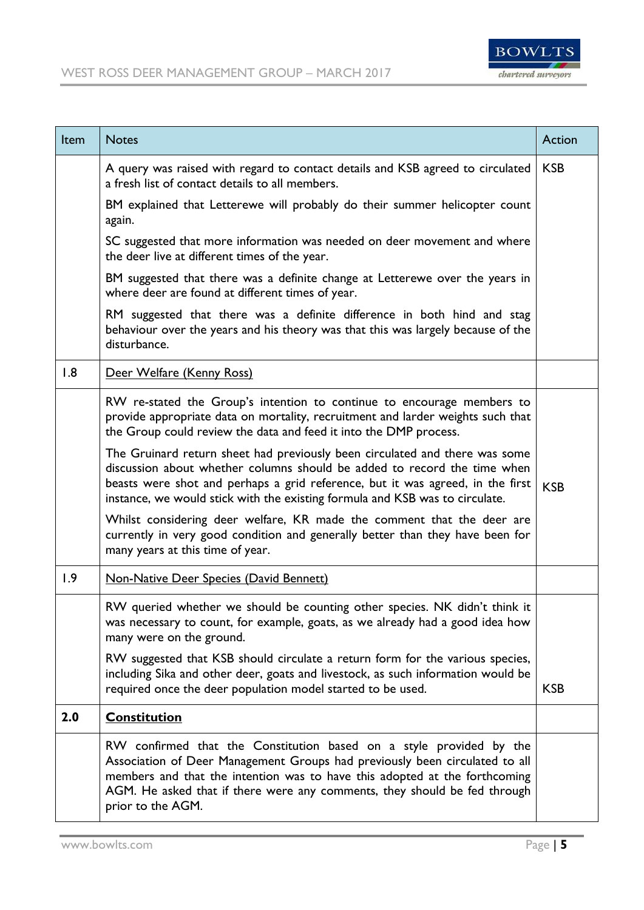| Item | Notes | Action |
|---|---|---|
| | A query was raised with regard to contact details and KSB agreed to circulated a fresh list of contact details to all members.<br><br>BM explained that Letterewe will probably do their summer helicopter count again.<br><br>SC suggested that more information was needed on deer movement and where the deer live at different times of the year.<br><br>BM suggested that there was a definite change at Letterewe over the years in where deer are found at different times of year.<br><br>RM suggested that there was a definite difference in both hind and stag behaviour over the years and his theory was that this was largely because of the disturbance. | KSB |
| 1.8 | <u>Deer Welfare (Kenny Ross)</u> | |
| | RW re-stated the Group's intention to continue to encourage members to provide appropriate data on mortality, recruitment and larder weights such that the Group could review the data and feed it into the DMP process.<br><br>The Gruinard return sheet had previously been circulated and there was some discussion about whether columns should be added to record the time when beasts were shot and perhaps a grid reference, but it was agreed, in the first instance, we would stick with the existing formula and KSB was to circulate.<br><br>Whilst considering deer welfare, KR made the comment that the deer are currently in very good condition and generally better than they have been for many years at this time of year. | KSB |
| 1.9 | <u>Non-Native Deer Species (David Bennett)</u> | |
| | RW queried whether we should be counting other species. NK didn't think it was necessary to count, for example, goats, as we already had a good idea how many were on the ground.<br><br>RW suggested that KSB should circulate a return form for the various species, including Sika and other deer, goats and livestock, as such information would be required once the deer population model started to be used. | KSB |
| **2.0** | **<u>Constitution</u>** | |
| | RW confirmed that the Constitution based on a style provided by the Association of Deer Management Groups had previously been circulated to all members and that the intention was to have this adopted at the forthcoming AGM. He asked that if there were any comments, they should be fed through prior to the AGM. | |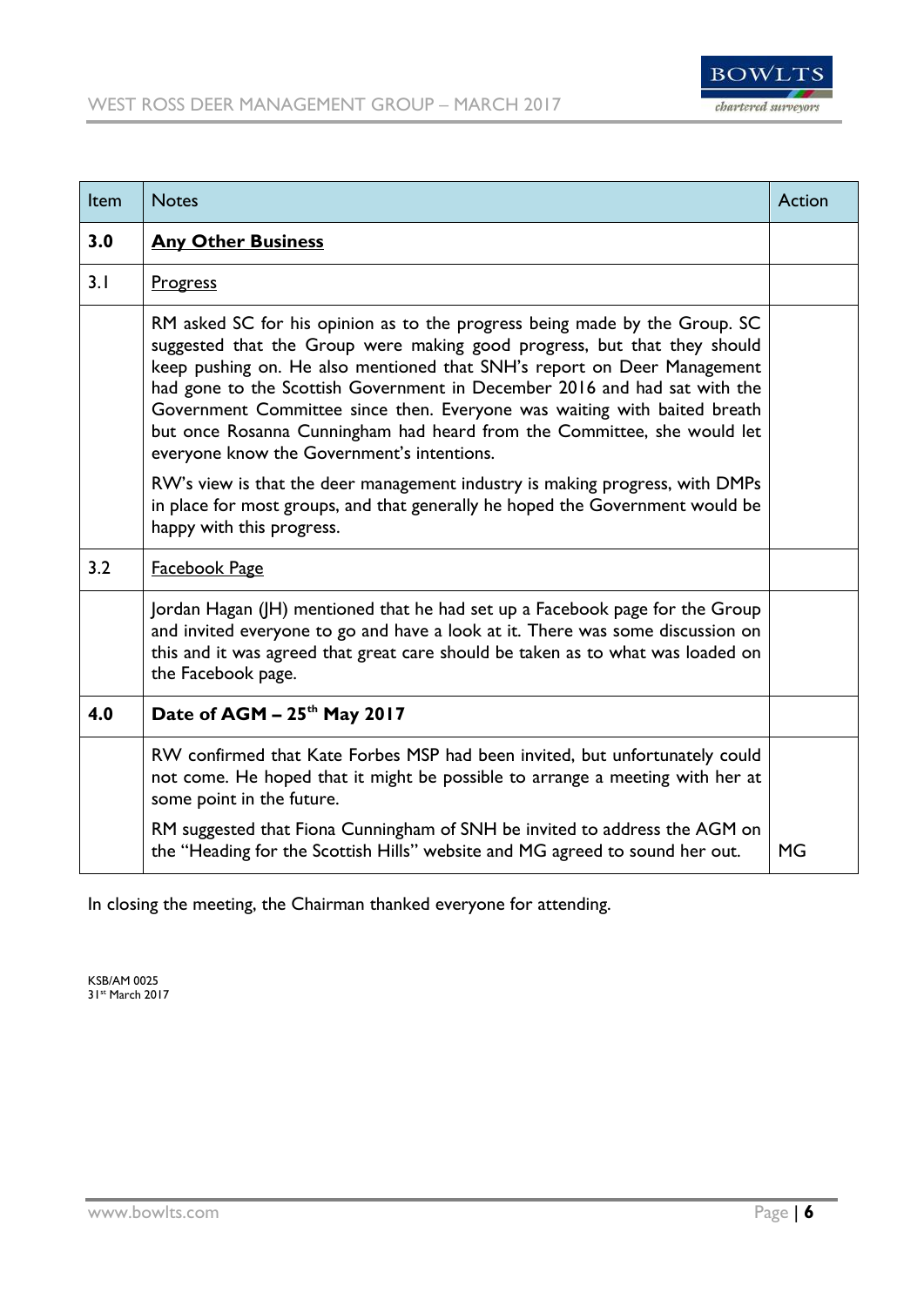| Item | Notes | Action |
|---|---|---|
| **3.0** | **Any Other Business** | |
| 3.1 | Progress | |
| | RM asked SC for his opinion as to the progress being made by the Group. SC suggested that the Group were making good progress, but that they should keep pushing on. He also mentioned that SNH's report on Deer Management had gone to the Scottish Government in December 2016 and had sat with the Government Committee since then. Everyone was waiting with baited breath but once Rosanna Cunningham had heard from the Committee, she would let everyone know the Government's intentions.<br><br>RW's view is that the deer management industry is making progress, with DMPs in place for most groups, and that generally he hoped the Government would be happy with this progress. | |
| 3.2 | Facebook Page | |
| | Jordan Hagan (JH) mentioned that he had set up a Facebook page for the Group and invited everyone to go and have a look at it. There was some discussion on this and it was agreed that great care should be taken as to what was loaded on the Facebook page. | |
| **4.0** | **Date of AGM – 25th May 2017** | |
| | RW confirmed that Kate Forbes MSP had been invited, but unfortunately could not come. He hoped that it might be possible to arrange a meeting with her at some point in the future.<br><br>RM suggested that Fiona Cunningham of SNH be invited to address the AGM on the "Heading for the Scottish Hills" website and MG agreed to sound her out. | MG |

In closing the meeting, the Chairman thanked everyone for attending.

KSB/AM 0025
31st March 2017